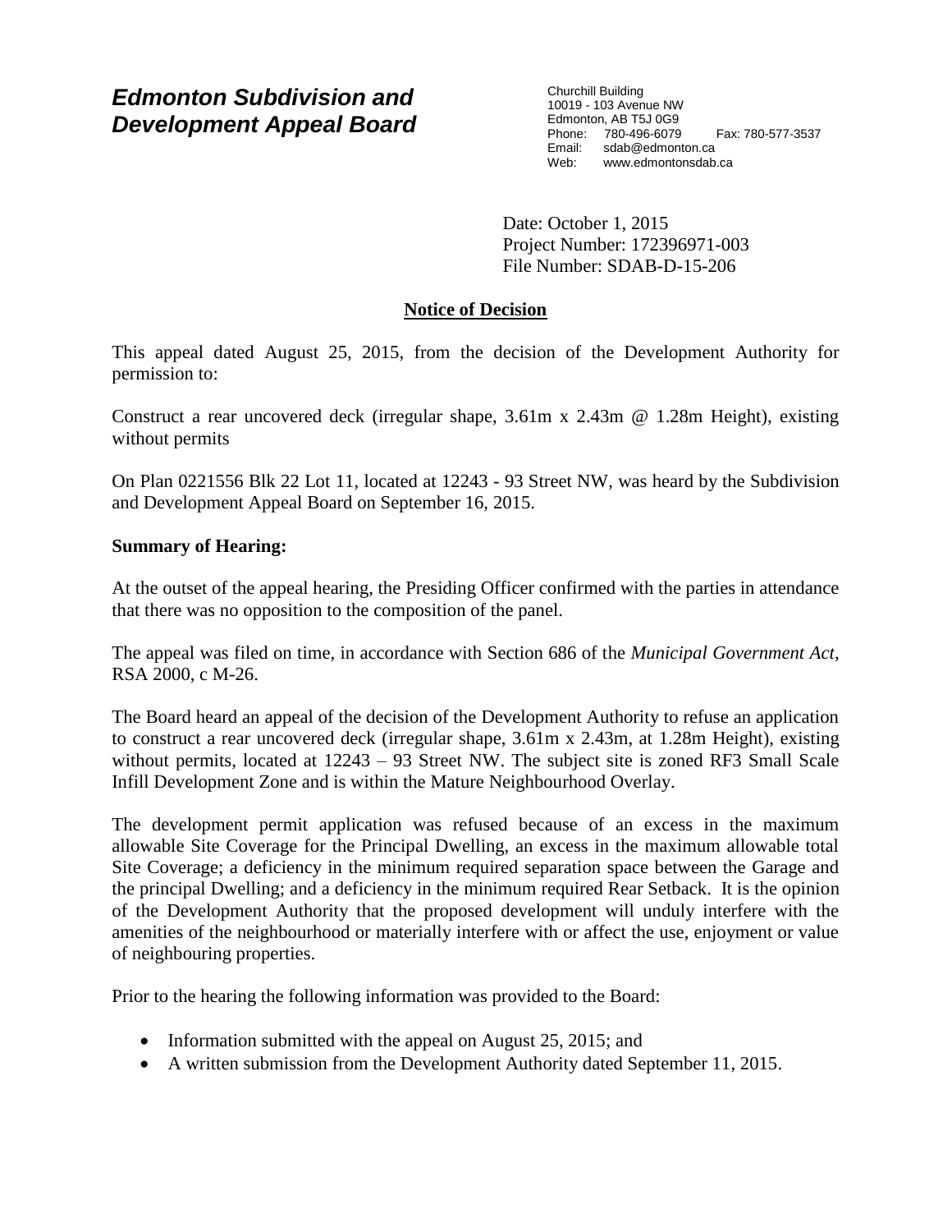# *Edmonton Subdivision and Development Appeal Board*

Churchill Building
10019 - 103 Avenue NW
Edmonton, AB T5J 0G9
Phone: 780-496-6079 Fax: 780-577-3537
Email: sdab@edmonton.ca
Web: www.edmontonsdab.ca

Date: October 1, 2015
Project Number: 172396971-003
File Number: SDAB-D-15-206

## Notice of Decision

This appeal dated August 25, 2015, from the decision of the Development Authority for permission to:

Construct a rear uncovered deck (irregular shape, 3.61m x 2.43m @ 1.28m Height), existing without permits

On Plan 0221556 Blk 22 Lot 11, located at 12243 - 93 Street NW, was heard by the Subdivision and Development Appeal Board on September 16, 2015.

**Summary of Hearing:**

At the outset of the appeal hearing, the Presiding Officer confirmed with the parties in attendance that there was no opposition to the composition of the panel.

The appeal was filed on time, in accordance with Section 686 of the *Municipal Government Act*, RSA 2000, c M-26.

The Board heard an appeal of the decision of the Development Authority to refuse an application to construct a rear uncovered deck (irregular shape, 3.61m x 2.43m, at 1.28m Height), existing without permits, located at 12243 – 93 Street NW. The subject site is zoned RF3 Small Scale Infill Development Zone and is within the Mature Neighbourhood Overlay.

The development permit application was refused because of an excess in the maximum allowable Site Coverage for the Principal Dwelling, an excess in the maximum allowable total Site Coverage; a deficiency in the minimum required separation space between the Garage and the principal Dwelling; and a deficiency in the minimum required Rear Setback. It is the opinion of the Development Authority that the proposed development will unduly interfere with the amenities of the neighbourhood or materially interfere with or affect the use, enjoyment or value of neighbouring properties.

Prior to the hearing the following information was provided to the Board:

- Information submitted with the appeal on August 25, 2015; and
- A written submission from the Development Authority dated September 11, 2015.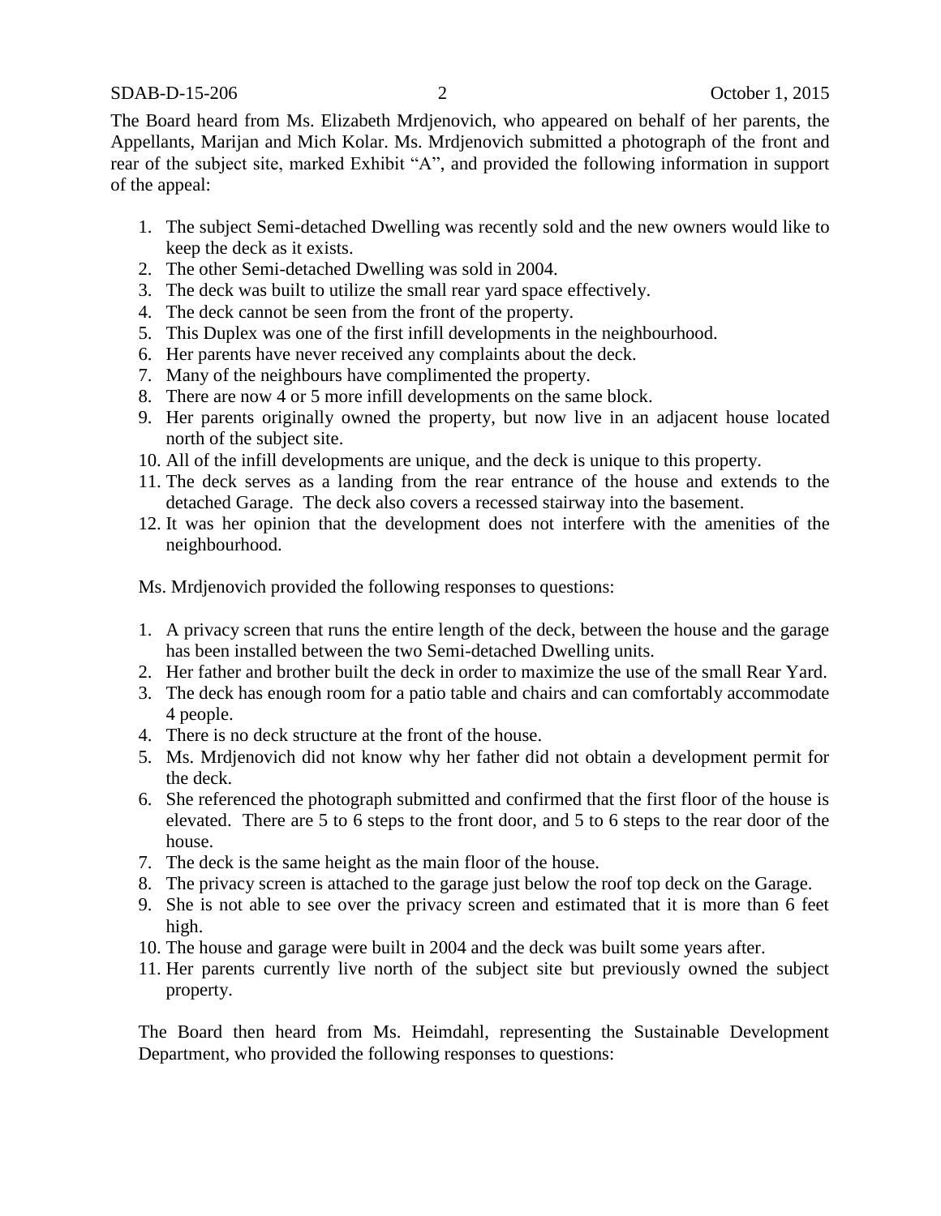The Board heard from Ms. Elizabeth Mrdjenovich, who appeared on behalf of her parents, the Appellants, Marijan and Mich Kolar. Ms. Mrdjenovich submitted a photograph of the front and rear of the subject site, marked Exhibit "A", and provided the following information in support of the appeal:

1. The subject Semi-detached Dwelling was recently sold and the new owners would like to keep the deck as it exists.
2. The other Semi-detached Dwelling was sold in 2004.
3. The deck was built to utilize the small rear yard space effectively.
4. The deck cannot be seen from the front of the property.
5. This Duplex was one of the first infill developments in the neighbourhood.
6. Her parents have never received any complaints about the deck.
7. Many of the neighbours have complimented the property.
8. There are now 4 or 5 more infill developments on the same block.
9. Her parents originally owned the property, but now live in an adjacent house located north of the subject site.
10. All of the infill developments are unique, and the deck is unique to this property.
11. The deck serves as a landing from the rear entrance of the house and extends to the detached Garage. The deck also covers a recessed stairway into the basement.
12. It was her opinion that the development does not interfere with the amenities of the neighbourhood.

Ms. Mrdjenovich provided the following responses to questions:

1. A privacy screen that runs the entire length of the deck, between the house and the garage has been installed between the two Semi-detached Dwelling units.
2. Her father and brother built the deck in order to maximize the use of the small Rear Yard.
3. The deck has enough room for a patio table and chairs and can comfortably accommodate 4 people.
4. There is no deck structure at the front of the house.
5. Ms. Mrdjenovich did not know why her father did not obtain a development permit for the deck.
6. She referenced the photograph submitted and confirmed that the first floor of the house is elevated. There are 5 to 6 steps to the front door, and 5 to 6 steps to the rear door of the house.
7. The deck is the same height as the main floor of the house.
8. The privacy screen is attached to the garage just below the roof top deck on the Garage.
9. She is not able to see over the privacy screen and estimated that it is more than 6 feet high.
10. The house and garage were built in 2004 and the deck was built some years after.
11. Her parents currently live north of the subject site but previously owned the subject property.

The Board then heard from Ms. Heimdahl, representing the Sustainable Development Department, who provided the following responses to questions: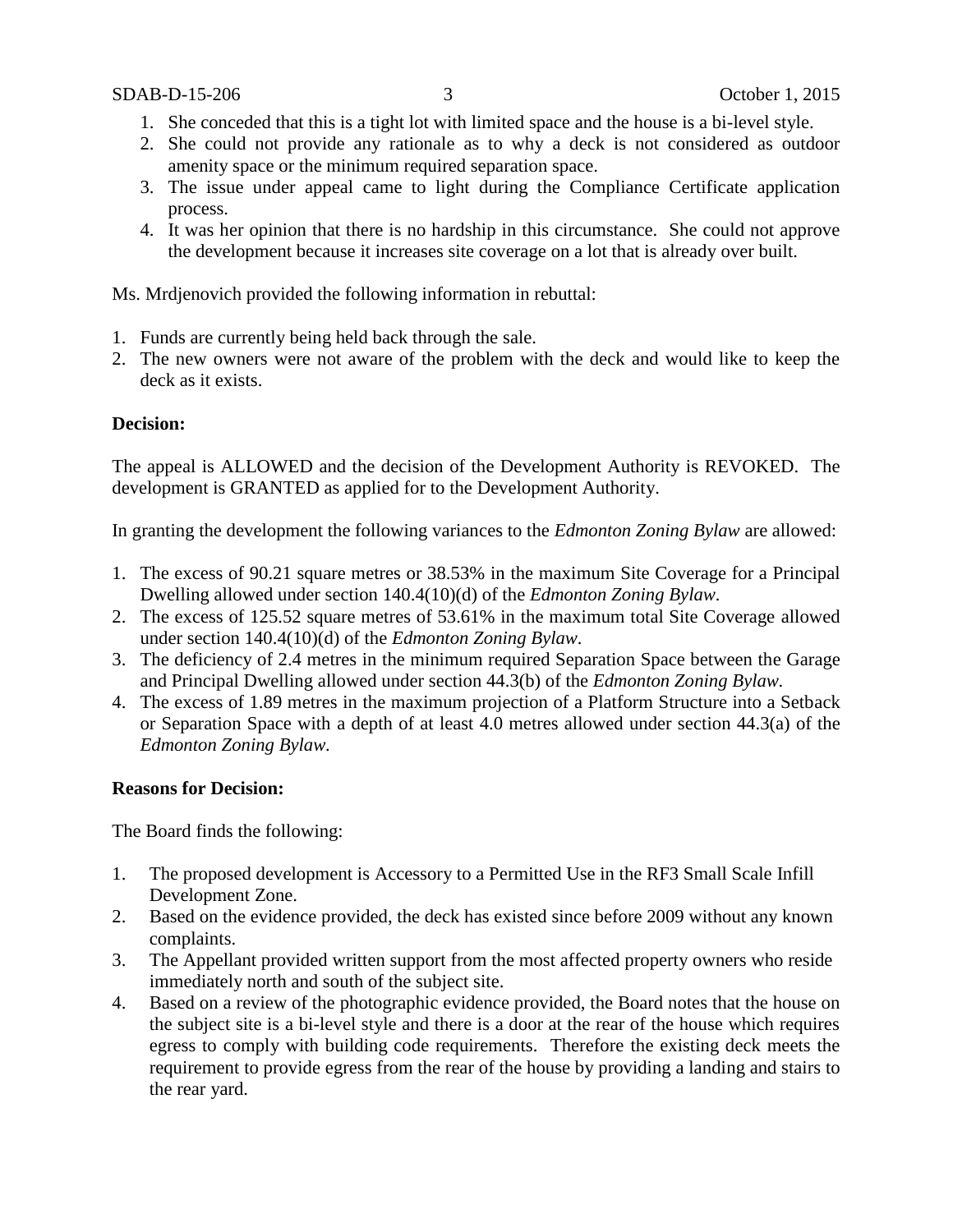1. She conceded that this is a tight lot with limited space and the house is a bi-level style.
2. She could not provide any rationale as to why a deck is not considered as outdoor amenity space or the minimum required separation space.
3. The issue under appeal came to light during the Compliance Certificate application process.
4. It was her opinion that there is no hardship in this circumstance. She could not approve the development because it increases site coverage on a lot that is already over built.

Ms. Mrdjenovich provided the following information in rebuttal:

1. Funds are currently being held back through the sale.
2. The new owners were not aware of the problem with the deck and would like to keep the deck as it exists.

**Decision:**

The appeal is ALLOWED and the decision of the Development Authority is REVOKED. The development is GRANTED as applied for to the Development Authority.

In granting the development the following variances to the *Edmonton Zoning Bylaw* are allowed:

1. The excess of 90.21 square metres or 38.53% in the maximum Site Coverage for a Principal Dwelling allowed under section 140.4(10)(d) of the *Edmonton Zoning Bylaw*.
2. The excess of 125.52 square metres of 53.61% in the maximum total Site Coverage allowed under section 140.4(10)(d) of the *Edmonton Zoning Bylaw*.
3. The deficiency of 2.4 metres in the minimum required Separation Space between the Garage and Principal Dwelling allowed under section 44.3(b) of the *Edmonton Zoning Bylaw*.
4. The excess of 1.89 metres in the maximum projection of a Platform Structure into a Setback or Separation Space with a depth of at least 4.0 metres allowed under section 44.3(a) of the *Edmonton Zoning Bylaw*.

**Reasons for Decision:**

The Board finds the following:

1. The proposed development is Accessory to a Permitted Use in the RF3 Small Scale Infill Development Zone.
2. Based on the evidence provided, the deck has existed since before 2009 without any known complaints.
3. The Appellant provided written support from the most affected property owners who reside immediately north and south of the subject site.
4. Based on a review of the photographic evidence provided, the Board notes that the house on the subject site is a bi-level style and there is a door at the rear of the house which requires egress to comply with building code requirements. Therefore the existing deck meets the requirement to provide egress from the rear of the house by providing a landing and stairs to the rear yard.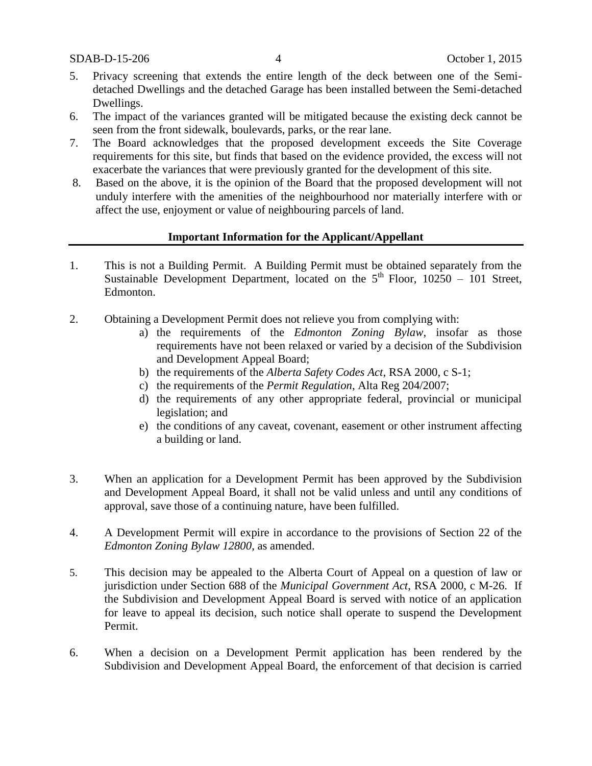5. Privacy screening that extends the entire length of the deck between one of the Semi-detached Dwellings and the detached Garage has been installed between the Semi-detached Dwellings.
6. The impact of the variances granted will be mitigated because the existing deck cannot be seen from the front sidewalk, boulevards, parks, or the rear lane.
7. The Board acknowledges that the proposed development exceeds the Site Coverage requirements for this site, but finds that based on the evidence provided, the excess will not exacerbate the variances that were previously granted for the development of this site.
8. Based on the above, it is the opinion of the Board that the proposed development will not unduly interfere with the amenities of the neighbourhood nor materially interfere with or affect the use, enjoyment or value of neighbouring parcels of land.

**Important Information for the Applicant/Appellant**

1. This is not a Building Permit. A Building Permit must be obtained separately from the Sustainable Development Department, located on the 5th Floor, 10250 – 101 Street, Edmonton.

2. Obtaining a Development Permit does not relieve you from complying with:
   a) the requirements of the *Edmonton Zoning Bylaw*, insofar as those requirements have not been relaxed or varied by a decision of the Subdivision and Development Appeal Board;
   b) the requirements of the *Alberta Safety Codes Act*, RSA 2000, c S-1;
   c) the requirements of the *Permit Regulation*, Alta Reg 204/2007;
   d) the requirements of any other appropriate federal, provincial or municipal legislation; and
   e) the conditions of any caveat, covenant, easement or other instrument affecting a building or land.

3. When an application for a Development Permit has been approved by the Subdivision and Development Appeal Board, it shall not be valid unless and until any conditions of approval, save those of a continuing nature, have been fulfilled.

4. A Development Permit will expire in accordance to the provisions of Section 22 of the *Edmonton Zoning Bylaw 12800*, as amended.

5. This decision may be appealed to the Alberta Court of Appeal on a question of law or jurisdiction under Section 688 of the *Municipal Government Act*, RSA 2000, c M-26. If the Subdivision and Development Appeal Board is served with notice of an application for leave to appeal its decision, such notice shall operate to suspend the Development Permit.

6. When a decision on a Development Permit application has been rendered by the Subdivision and Development Appeal Board, the enforcement of that decision is carried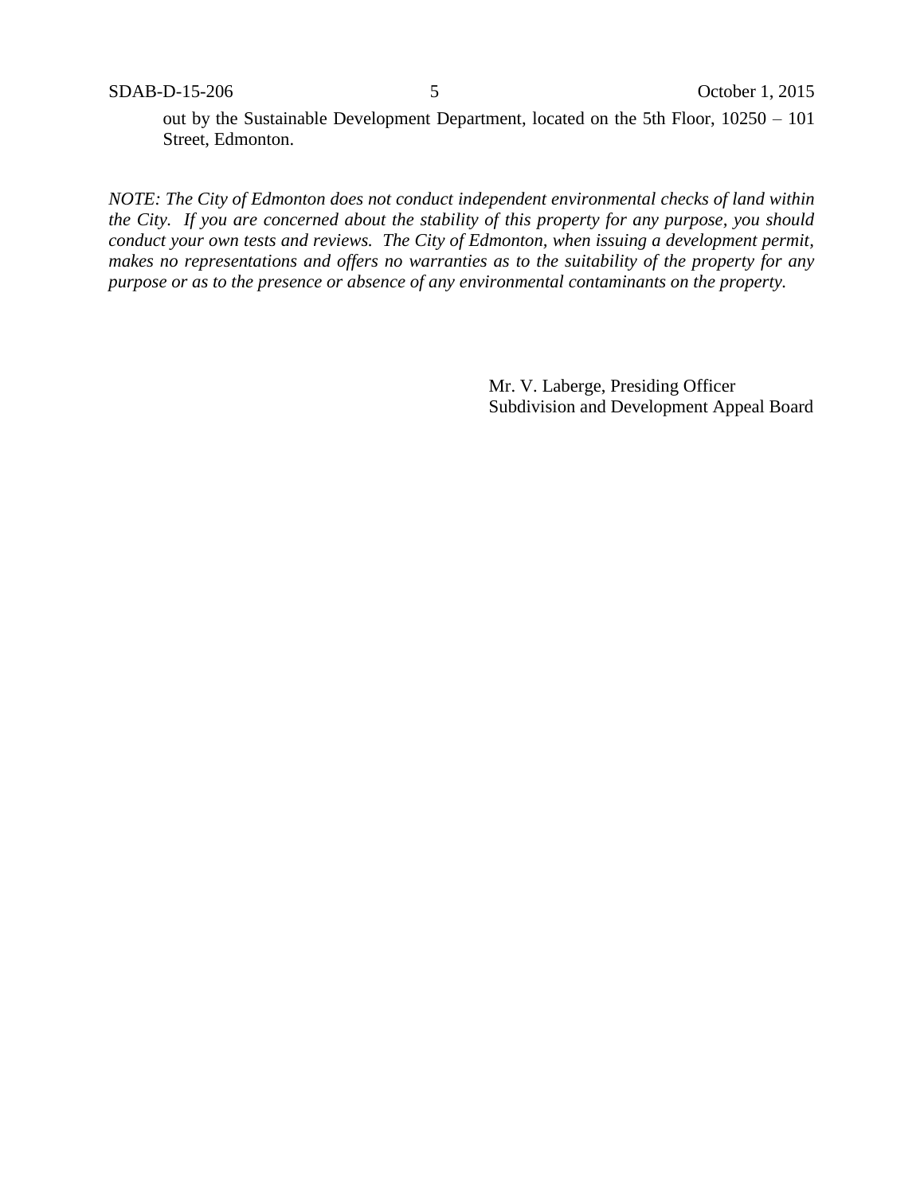out by the Sustainable Development Department, located on the 5th Floor, 10250 – 101 Street, Edmonton.

*NOTE: The City of Edmonton does not conduct independent environmental checks of land within the City. If you are concerned about the stability of this property for any purpose, you should conduct your own tests and reviews. The City of Edmonton, when issuing a development permit, makes no representations and offers no warranties as to the suitability of the property for any purpose or as to the presence or absence of any environmental contaminants on the property.*

Mr. V. Laberge, Presiding Officer
Subdivision and Development Appeal Board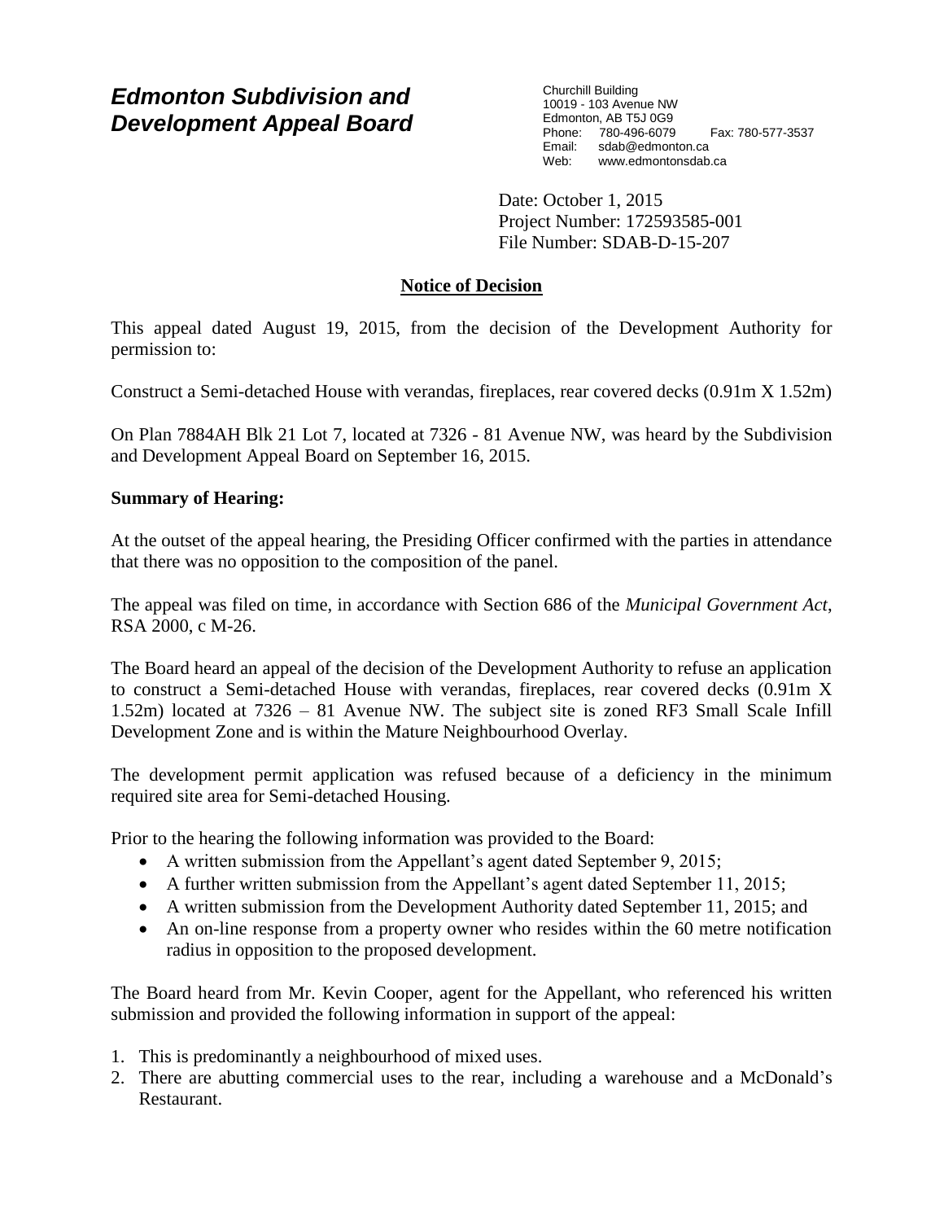# *Edmonton Subdivision and Development Appeal Board*

Churchill Building
10019 - 103 Avenue NW
Edmonton, AB T5J 0G9
Phone: 780-496-6079 Fax: 780-577-3537
Email: sdab@edmonton.ca
Web: www.edmontonsdab.ca

Date: October 1, 2015
Project Number: 172593585-001
File Number: SDAB-D-15-207

## Notice of Decision

This appeal dated August 19, 2015, from the decision of the Development Authority for permission to:

Construct a Semi-detached House with verandas, fireplaces, rear covered decks (0.91m X 1.52m)

On Plan 7884AH Blk 21 Lot 7, located at 7326 - 81 Avenue NW, was heard by the Subdivision and Development Appeal Board on September 16, 2015.

**Summary of Hearing:**

At the outset of the appeal hearing, the Presiding Officer confirmed with the parties in attendance that there was no opposition to the composition of the panel.

The appeal was filed on time, in accordance with Section 686 of the *Municipal Government Act*, RSA 2000, c M-26.

The Board heard an appeal of the decision of the Development Authority to refuse an application to construct a Semi-detached House with verandas, fireplaces, rear covered decks (0.91m X 1.52m) located at 7326 – 81 Avenue NW. The subject site is zoned RF3 Small Scale Infill Development Zone and is within the Mature Neighbourhood Overlay.

The development permit application was refused because of a deficiency in the minimum required site area for Semi-detached Housing.

Prior to the hearing the following information was provided to the Board:

- A written submission from the Appellant's agent dated September 9, 2015;
- A further written submission from the Appellant's agent dated September 11, 2015;
- A written submission from the Development Authority dated September 11, 2015; and
- An on-line response from a property owner who resides within the 60 metre notification radius in opposition to the proposed development.

The Board heard from Mr. Kevin Cooper, agent for the Appellant, who referenced his written submission and provided the following information in support of the appeal:

1. This is predominantly a neighbourhood of mixed uses.
2. There are abutting commercial uses to the rear, including a warehouse and a McDonald's Restaurant.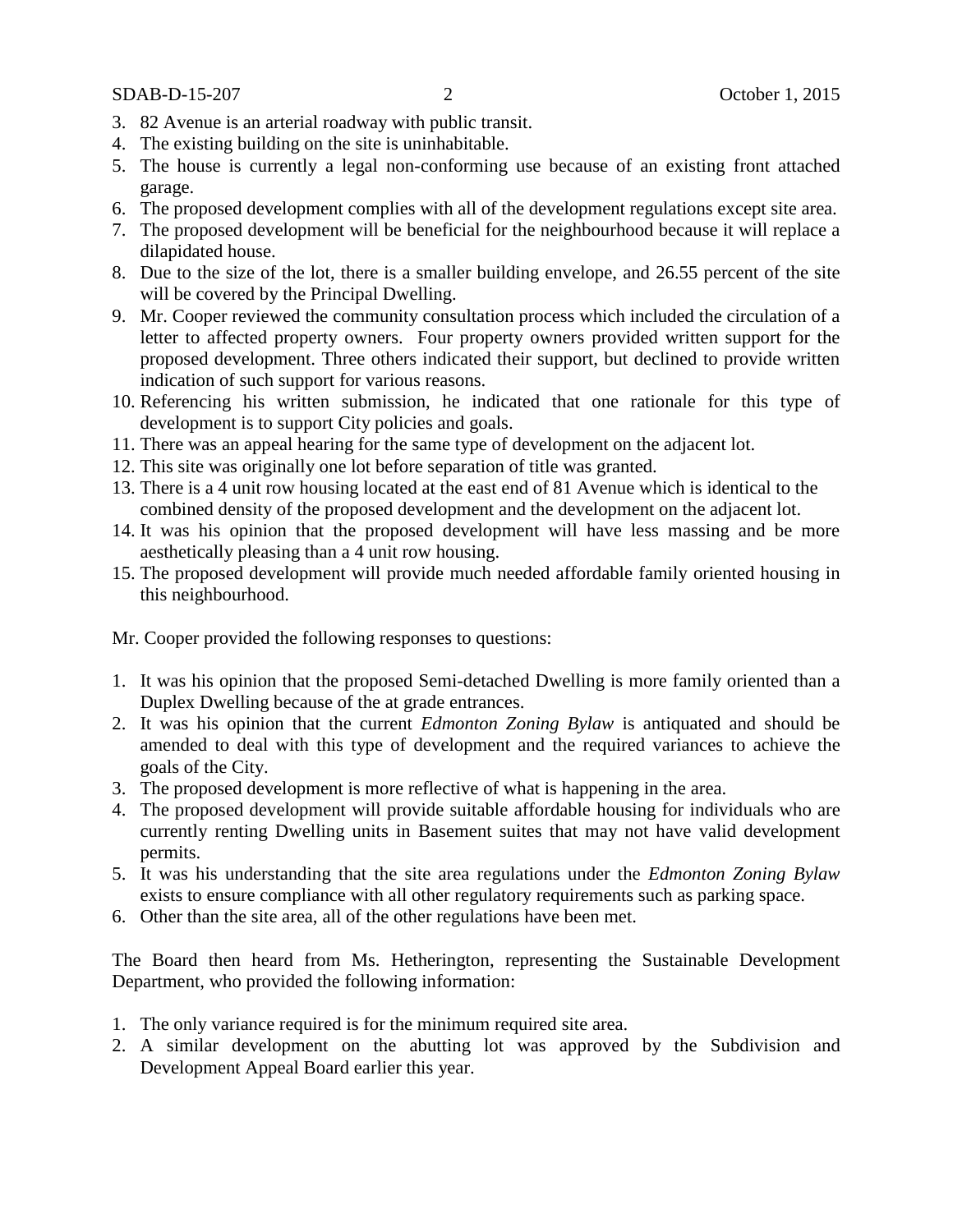3. 82 Avenue is an arterial roadway with public transit.
4. The existing building on the site is uninhabitable.
5. The house is currently a legal non-conforming use because of an existing front attached garage.
6. The proposed development complies with all of the development regulations except site area.
7. The proposed development will be beneficial for the neighbourhood because it will replace a dilapidated house.
8. Due to the size of the lot, there is a smaller building envelope, and 26.55 percent of the site will be covered by the Principal Dwelling.
9. Mr. Cooper reviewed the community consultation process which included the circulation of a letter to affected property owners. Four property owners provided written support for the proposed development. Three others indicated their support, but declined to provide written indication of such support for various reasons.
10. Referencing his written submission, he indicated that one rationale for this type of development is to support City policies and goals.
11. There was an appeal hearing for the same type of development on the adjacent lot.
12. This site was originally one lot before separation of title was granted.
13. There is a 4 unit row housing located at the east end of 81 Avenue which is identical to the combined density of the proposed development and the development on the adjacent lot.
14. It was his opinion that the proposed development will have less massing and be more aesthetically pleasing than a 4 unit row housing.
15. The proposed development will provide much needed affordable family oriented housing in this neighbourhood.

Mr. Cooper provided the following responses to questions:

1. It was his opinion that the proposed Semi-detached Dwelling is more family oriented than a Duplex Dwelling because of the at grade entrances.
2. It was his opinion that the current *Edmonton Zoning Bylaw* is antiquated and should be amended to deal with this type of development and the required variances to achieve the goals of the City.
3. The proposed development is more reflective of what is happening in the area.
4. The proposed development will provide suitable affordable housing for individuals who are currently renting Dwelling units in Basement suites that may not have valid development permits.
5. It was his understanding that the site area regulations under the *Edmonton Zoning Bylaw* exists to ensure compliance with all other regulatory requirements such as parking space.
6. Other than the site area, all of the other regulations have been met.

The Board then heard from Ms. Hetherington, representing the Sustainable Development Department, who provided the following information:

1. The only variance required is for the minimum required site area.
2. A similar development on the abutting lot was approved by the Subdivision and Development Appeal Board earlier this year.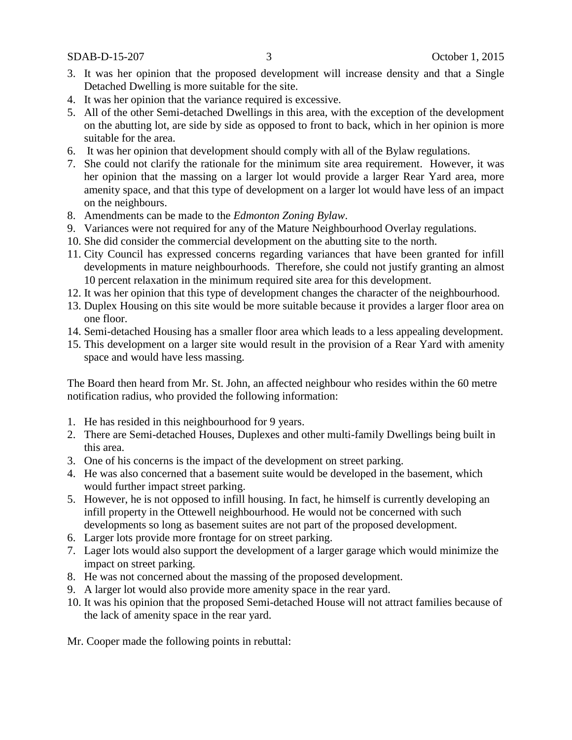3. It was her opinion that the proposed development will increase density and that a Single Detached Dwelling is more suitable for the site.
4. It was her opinion that the variance required is excessive.
5. All of the other Semi-detached Dwellings in this area, with the exception of the development on the abutting lot, are side by side as opposed to front to back, which in her opinion is more suitable for the area.
6. It was her opinion that development should comply with all of the Bylaw regulations.
7. She could not clarify the rationale for the minimum site area requirement. However, it was her opinion that the massing on a larger lot would provide a larger Rear Yard area, more amenity space, and that this type of development on a larger lot would have less of an impact on the neighbours.
8. Amendments can be made to the *Edmonton Zoning Bylaw*.
9. Variances were not required for any of the Mature Neighbourhood Overlay regulations.
10. She did consider the commercial development on the abutting site to the north.
11. City Council has expressed concerns regarding variances that have been granted for infill developments in mature neighbourhoods. Therefore, she could not justify granting an almost 10 percent relaxation in the minimum required site area for this development.
12. It was her opinion that this type of development changes the character of the neighbourhood.
13. Duplex Housing on this site would be more suitable because it provides a larger floor area on one floor.
14. Semi-detached Housing has a smaller floor area which leads to a less appealing development.
15. This development on a larger site would result in the provision of a Rear Yard with amenity space and would have less massing.

The Board then heard from Mr. St. John, an affected neighbour who resides within the 60 metre notification radius, who provided the following information:

1. He has resided in this neighbourhood for 9 years.
2. There are Semi-detached Houses, Duplexes and other multi-family Dwellings being built in this area.
3. One of his concerns is the impact of the development on street parking.
4. He was also concerned that a basement suite would be developed in the basement, which would further impact street parking.
5. However, he is not opposed to infill housing. In fact, he himself is currently developing an infill property in the Ottewell neighbourhood. He would not be concerned with such developments so long as basement suites are not part of the proposed development.
6. Larger lots provide more frontage for on street parking.
7. Lager lots would also support the development of a larger garage which would minimize the impact on street parking.
8. He was not concerned about the massing of the proposed development.
9. A larger lot would also provide more amenity space in the rear yard.
10. It was his opinion that the proposed Semi-detached House will not attract families because of the lack of amenity space in the rear yard.

Mr. Cooper made the following points in rebuttal: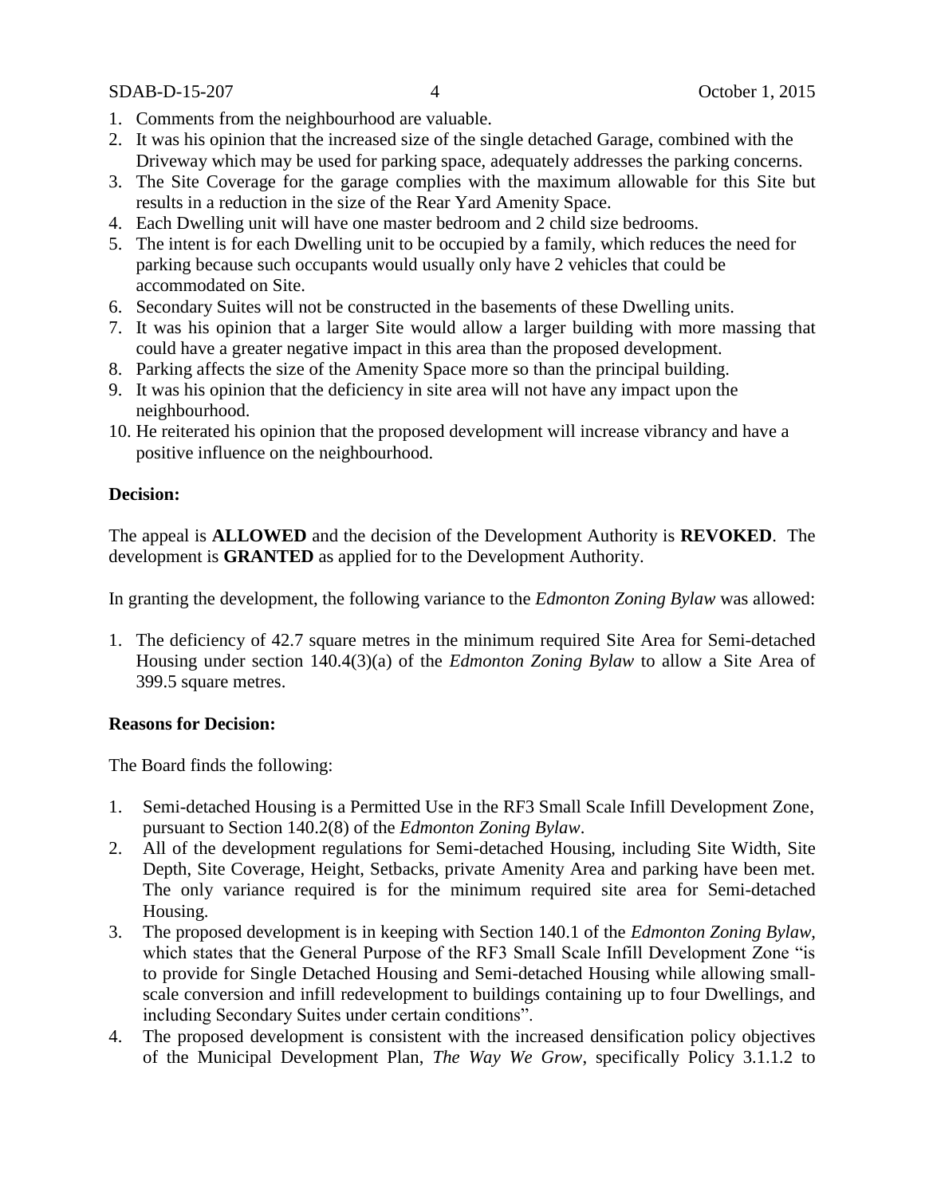1. Comments from the neighbourhood are valuable.
2. It was his opinion that the increased size of the single detached Garage, combined with the Driveway which may be used for parking space, adequately addresses the parking concerns.
3. The Site Coverage for the garage complies with the maximum allowable for this Site but results in a reduction in the size of the Rear Yard Amenity Space.
4. Each Dwelling unit will have one master bedroom and 2 child size bedrooms.
5. The intent is for each Dwelling unit to be occupied by a family, which reduces the need for parking because such occupants would usually only have 2 vehicles that could be accommodated on Site.
6. Secondary Suites will not be constructed in the basements of these Dwelling units.
7. It was his opinion that a larger Site would allow a larger building with more massing that could have a greater negative impact in this area than the proposed development.
8. Parking affects the size of the Amenity Space more so than the principal building.
9. It was his opinion that the deficiency in site area will not have any impact upon the neighbourhood.
10. He reiterated his opinion that the proposed development will increase vibrancy and have a positive influence on the neighbourhood.

**Decision:**

The appeal is **ALLOWED** and the decision of the Development Authority is **REVOKED**. The development is **GRANTED** as applied for to the Development Authority.

In granting the development, the following variance to the *Edmonton Zoning Bylaw* was allowed:

1. The deficiency of 42.7 square metres in the minimum required Site Area for Semi-detached Housing under section 140.4(3)(a) of the *Edmonton Zoning Bylaw* to allow a Site Area of 399.5 square metres.

**Reasons for Decision:**

The Board finds the following:

1. Semi-detached Housing is a Permitted Use in the RF3 Small Scale Infill Development Zone, pursuant to Section 140.2(8) of the *Edmonton Zoning Bylaw*.
2. All of the development regulations for Semi-detached Housing, including Site Width, Site Depth, Site Coverage, Height, Setbacks, private Amenity Area and parking have been met. The only variance required is for the minimum required site area for Semi-detached Housing.
3. The proposed development is in keeping with Section 140.1 of the *Edmonton Zoning Bylaw*, which states that the General Purpose of the RF3 Small Scale Infill Development Zone "is to provide for Single Detached Housing and Semi-detached Housing while allowing small-scale conversion and infill redevelopment to buildings containing up to four Dwellings, and including Secondary Suites under certain conditions".
4. The proposed development is consistent with the increased densification policy objectives of the Municipal Development Plan, *The Way We Grow*, specifically Policy 3.1.1.2 to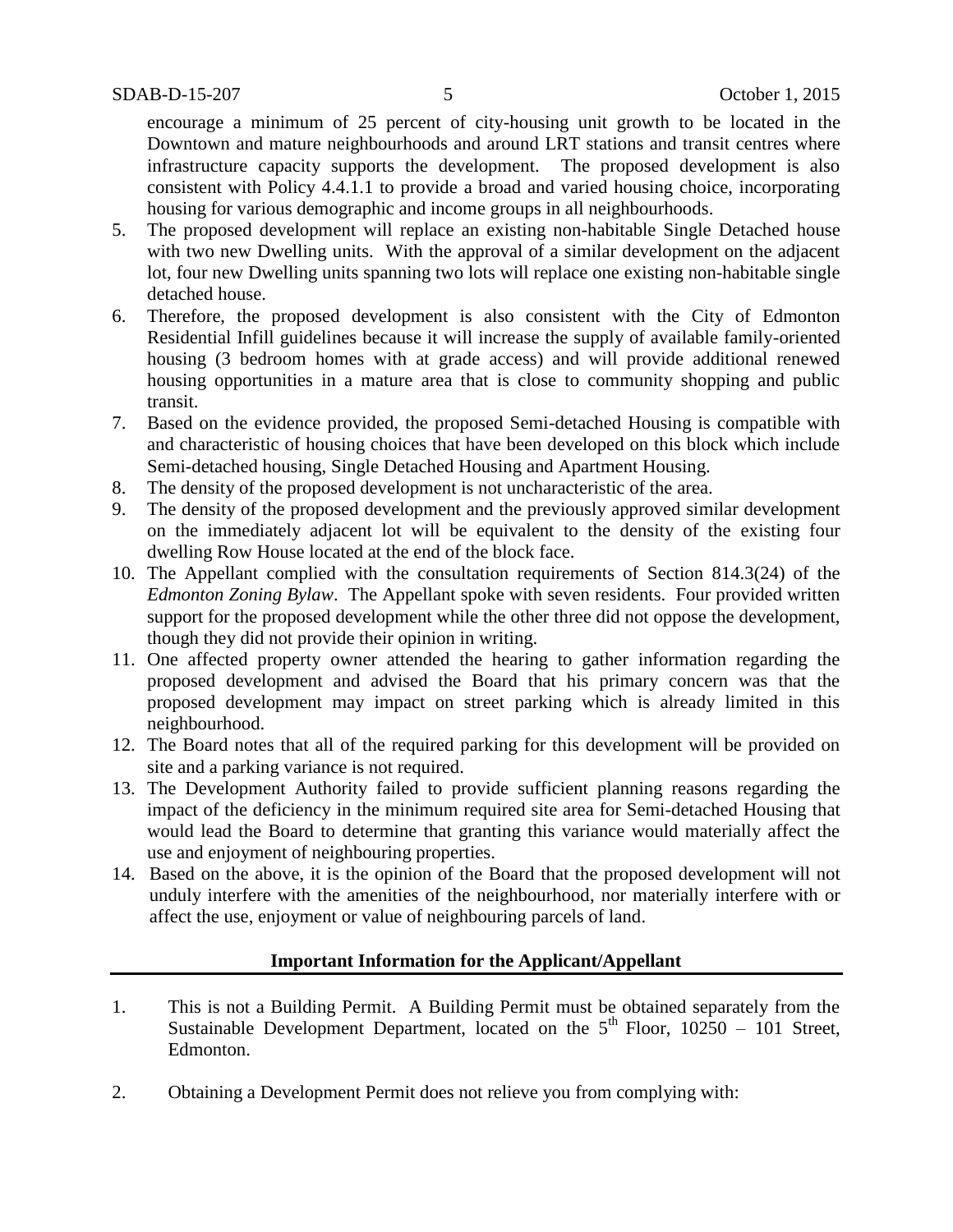encourage a minimum of 25 percent of city-housing unit growth to be located in the Downtown and mature neighbourhoods and around LRT stations and transit centres where infrastructure capacity supports the development. The proposed development is also consistent with Policy 4.4.1.1 to provide a broad and varied housing choice, incorporating housing for various demographic and income groups in all neighbourhoods.

5. The proposed development will replace an existing non-habitable Single Detached house with two new Dwelling units. With the approval of a similar development on the adjacent lot, four new Dwelling units spanning two lots will replace one existing non-habitable single detached house.
6. Therefore, the proposed development is also consistent with the City of Edmonton Residential Infill guidelines because it will increase the supply of available family-oriented housing (3 bedroom homes with at grade access) and will provide additional renewed housing opportunities in a mature area that is close to community shopping and public transit.
7. Based on the evidence provided, the proposed Semi-detached Housing is compatible with and characteristic of housing choices that have been developed on this block which include Semi-detached housing, Single Detached Housing and Apartment Housing.
8. The density of the proposed development is not uncharacteristic of the area.
9. The density of the proposed development and the previously approved similar development on the immediately adjacent lot will be equivalent to the density of the existing four dwelling Row House located at the end of the block face.
10. The Appellant complied with the consultation requirements of Section 814.3(24) of the *Edmonton Zoning Bylaw*. The Appellant spoke with seven residents. Four provided written support for the proposed development while the other three did not oppose the development, though they did not provide their opinion in writing.
11. One affected property owner attended the hearing to gather information regarding the proposed development and advised the Board that his primary concern was that the proposed development may impact on street parking which is already limited in this neighbourhood.
12. The Board notes that all of the required parking for this development will be provided on site and a parking variance is not required.
13. The Development Authority failed to provide sufficient planning reasons regarding the impact of the deficiency in the minimum required site area for Semi-detached Housing that would lead the Board to determine that granting this variance would materially affect the use and enjoyment of neighbouring properties.
14. Based on the above, it is the opinion of the Board that the proposed development will not unduly interfere with the amenities of the neighbourhood, nor materially interfere with or affect the use, enjoyment or value of neighbouring parcels of land.

**Important Information for the Applicant/Appellant**

1. This is not a Building Permit. A Building Permit must be obtained separately from the Sustainable Development Department, located on the 5th Floor, 10250 – 101 Street, Edmonton.

2. Obtaining a Development Permit does not relieve you from complying with: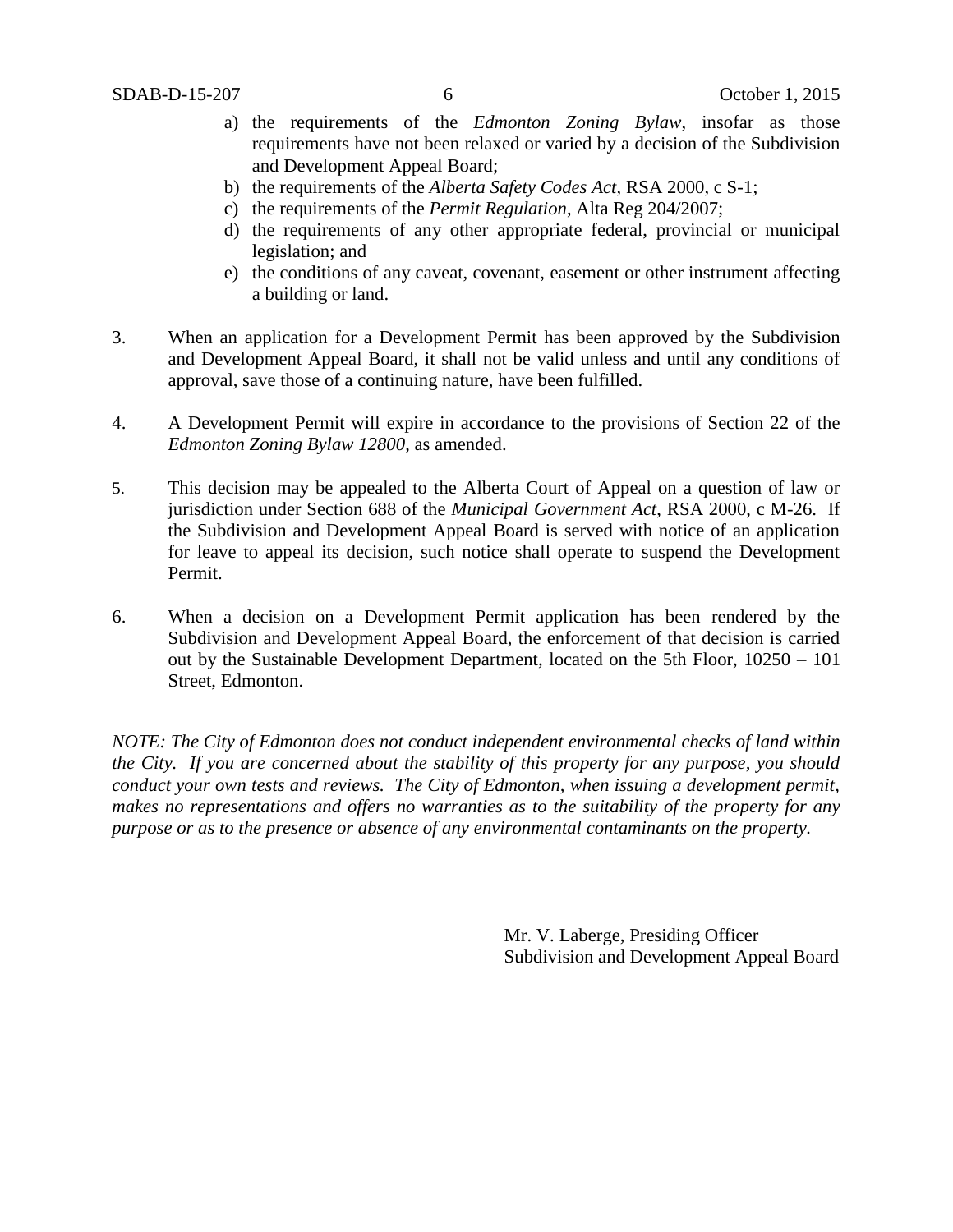a) the requirements of the *Edmonton Zoning Bylaw*, insofar as those requirements have not been relaxed or varied by a decision of the Subdivision and Development Appeal Board;
b) the requirements of the *Alberta Safety Codes Act*, RSA 2000, c S-1;
c) the requirements of the *Permit Regulation*, Alta Reg 204/2007;
d) the requirements of any other appropriate federal, provincial or municipal legislation; and
e) the conditions of any caveat, covenant, easement or other instrument affecting a building or land.

3. When an application for a Development Permit has been approved by the Subdivision and Development Appeal Board, it shall not be valid unless and until any conditions of approval, save those of a continuing nature, have been fulfilled.

4. A Development Permit will expire in accordance to the provisions of Section 22 of the *Edmonton Zoning Bylaw 12800*, as amended.

5. This decision may be appealed to the Alberta Court of Appeal on a question of law or jurisdiction under Section 688 of the *Municipal Government Act*, RSA 2000, c M-26. If the Subdivision and Development Appeal Board is served with notice of an application for leave to appeal its decision, such notice shall operate to suspend the Development Permit.

6. When a decision on a Development Permit application has been rendered by the Subdivision and Development Appeal Board, the enforcement of that decision is carried out by the Sustainable Development Department, located on the 5th Floor, 10250 – 101 Street, Edmonton.

*NOTE: The City of Edmonton does not conduct independent environmental checks of land within the City. If you are concerned about the stability of this property for any purpose, you should conduct your own tests and reviews. The City of Edmonton, when issuing a development permit, makes no representations and offers no warranties as to the suitability of the property for any purpose or as to the presence or absence of any environmental contaminants on the property.*

Mr. V. Laberge, Presiding Officer
Subdivision and Development Appeal Board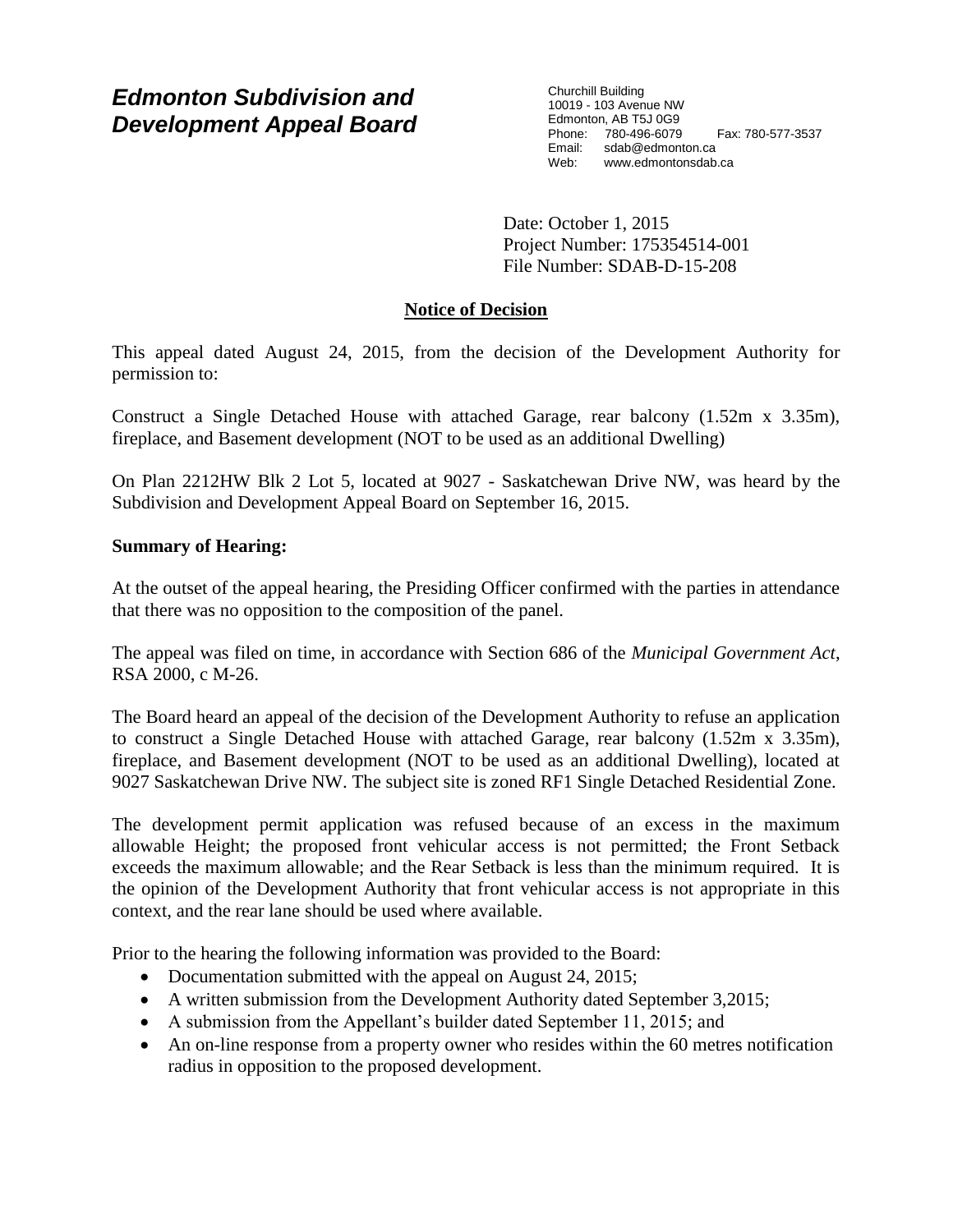# *Edmonton Subdivision and Development Appeal Board*

Churchill Building
10019 - 103 Avenue NW
Edmonton, AB T5J 0G9
Phone: 780-496-6079 Fax: 780-577-3537
Email: sdab@edmonton.ca
Web: www.edmontonsdab.ca

Date: October 1, 2015
Project Number: 175354514-001
File Number: SDAB-D-15-208

## Notice of Decision

This appeal dated August 24, 2015, from the decision of the Development Authority for permission to:

Construct a Single Detached House with attached Garage, rear balcony (1.52m x 3.35m), fireplace, and Basement development (NOT to be used as an additional Dwelling)

On Plan 2212HW Blk 2 Lot 5, located at 9027 - Saskatchewan Drive NW, was heard by the Subdivision and Development Appeal Board on September 16, 2015.

**Summary of Hearing:**

At the outset of the appeal hearing, the Presiding Officer confirmed with the parties in attendance that there was no opposition to the composition of the panel.

The appeal was filed on time, in accordance with Section 686 of the *Municipal Government Act*, RSA 2000, c M-26.

The Board heard an appeal of the decision of the Development Authority to refuse an application to construct a Single Detached House with attached Garage, rear balcony (1.52m x 3.35m), fireplace, and Basement development (NOT to be used as an additional Dwelling), located at 9027 Saskatchewan Drive NW. The subject site is zoned RF1 Single Detached Residential Zone.

The development permit application was refused because of an excess in the maximum allowable Height; the proposed front vehicular access is not permitted; the Front Setback exceeds the maximum allowable; and the Rear Setback is less than the minimum required. It is the opinion of the Development Authority that front vehicular access is not appropriate in this context, and the rear lane should be used where available.

Prior to the hearing the following information was provided to the Board:

- Documentation submitted with the appeal on August 24, 2015;
- A written submission from the Development Authority dated September 3,2015;
- A submission from the Appellant's builder dated September 11, 2015; and
- An on-line response from a property owner who resides within the 60 metres notification radius in opposition to the proposed development.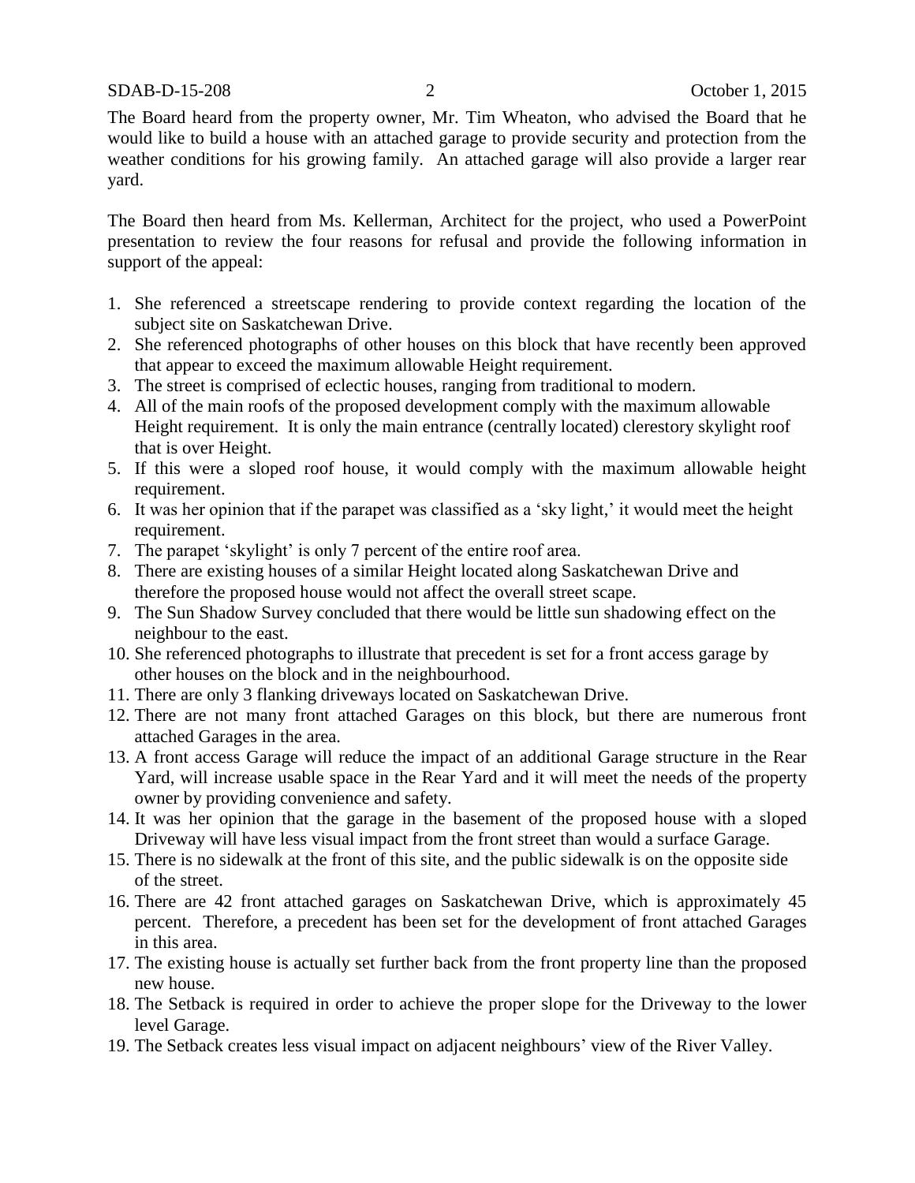The Board heard from the property owner, Mr. Tim Wheaton, who advised the Board that he would like to build a house with an attached garage to provide security and protection from the weather conditions for his growing family. An attached garage will also provide a larger rear yard.

The Board then heard from Ms. Kellerman, Architect for the project, who used a PowerPoint presentation to review the four reasons for refusal and provide the following information in support of the appeal:

1. She referenced a streetscape rendering to provide context regarding the location of the subject site on Saskatchewan Drive.
2. She referenced photographs of other houses on this block that have recently been approved that appear to exceed the maximum allowable Height requirement.
3. The street is comprised of eclectic houses, ranging from traditional to modern.
4. All of the main roofs of the proposed development comply with the maximum allowable Height requirement. It is only the main entrance (centrally located) clerestory skylight roof that is over Height.
5. If this were a sloped roof house, it would comply with the maximum allowable height requirement.
6. It was her opinion that if the parapet was classified as a 'sky light,' it would meet the height requirement.
7. The parapet 'skylight' is only 7 percent of the entire roof area.
8. There are existing houses of a similar Height located along Saskatchewan Drive and therefore the proposed house would not affect the overall street scape.
9. The Sun Shadow Survey concluded that there would be little sun shadowing effect on the neighbour to the east.
10. She referenced photographs to illustrate that precedent is set for a front access garage by other houses on the block and in the neighbourhood.
11. There are only 3 flanking driveways located on Saskatchewan Drive.
12. There are not many front attached Garages on this block, but there are numerous front attached Garages in the area.
13. A front access Garage will reduce the impact of an additional Garage structure in the Rear Yard, will increase usable space in the Rear Yard and it will meet the needs of the property owner by providing convenience and safety.
14. It was her opinion that the garage in the basement of the proposed house with a sloped Driveway will have less visual impact from the front street than would a surface Garage.
15. There is no sidewalk at the front of this site, and the public sidewalk is on the opposite side of the street.
16. There are 42 front attached garages on Saskatchewan Drive, which is approximately 45 percent. Therefore, a precedent has been set for the development of front attached Garages in this area.
17. The existing house is actually set further back from the front property line than the proposed new house.
18. The Setback is required in order to achieve the proper slope for the Driveway to the lower level Garage.
19. The Setback creates less visual impact on adjacent neighbours' view of the River Valley.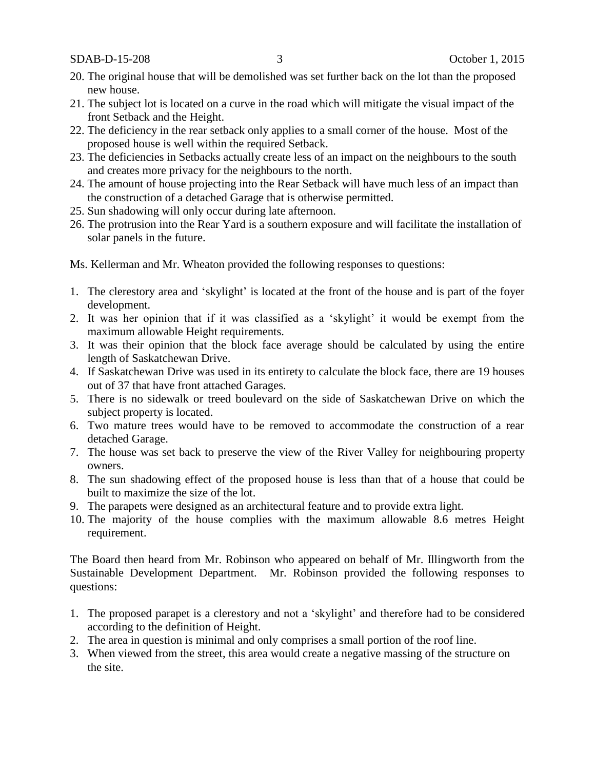20. The original house that will be demolished was set further back on the lot than the proposed new house.
21. The subject lot is located on a curve in the road which will mitigate the visual impact of the front Setback and the Height.
22. The deficiency in the rear setback only applies to a small corner of the house. Most of the proposed house is well within the required Setback.
23. The deficiencies in Setbacks actually create less of an impact on the neighbours to the south and creates more privacy for the neighbours to the north.
24. The amount of house projecting into the Rear Setback will have much less of an impact than the construction of a detached Garage that is otherwise permitted.
25. Sun shadowing will only occur during late afternoon.
26. The protrusion into the Rear Yard is a southern exposure and will facilitate the installation of solar panels in the future.

Ms. Kellerman and Mr. Wheaton provided the following responses to questions:

1. The clerestory area and 'skylight' is located at the front of the house and is part of the foyer development.
2. It was her opinion that if it was classified as a 'skylight' it would be exempt from the maximum allowable Height requirements.
3. It was their opinion that the block face average should be calculated by using the entire length of Saskatchewan Drive.
4. If Saskatchewan Drive was used in its entirety to calculate the block face, there are 19 houses out of 37 that have front attached Garages.
5. There is no sidewalk or treed boulevard on the side of Saskatchewan Drive on which the subject property is located.
6. Two mature trees would have to be removed to accommodate the construction of a rear detached Garage.
7. The house was set back to preserve the view of the River Valley for neighbouring property owners.
8. The sun shadowing effect of the proposed house is less than that of a house that could be built to maximize the size of the lot.
9. The parapets were designed as an architectural feature and to provide extra light.
10. The majority of the house complies with the maximum allowable 8.6 metres Height requirement.

The Board then heard from Mr. Robinson who appeared on behalf of Mr. Illingworth from the Sustainable Development Department. Mr. Robinson provided the following responses to questions:

1. The proposed parapet is a clerestory and not a 'skylight' and therefore had to be considered according to the definition of Height.
2. The area in question is minimal and only comprises a small portion of the roof line.
3. When viewed from the street, this area would create a negative massing of the structure on the site.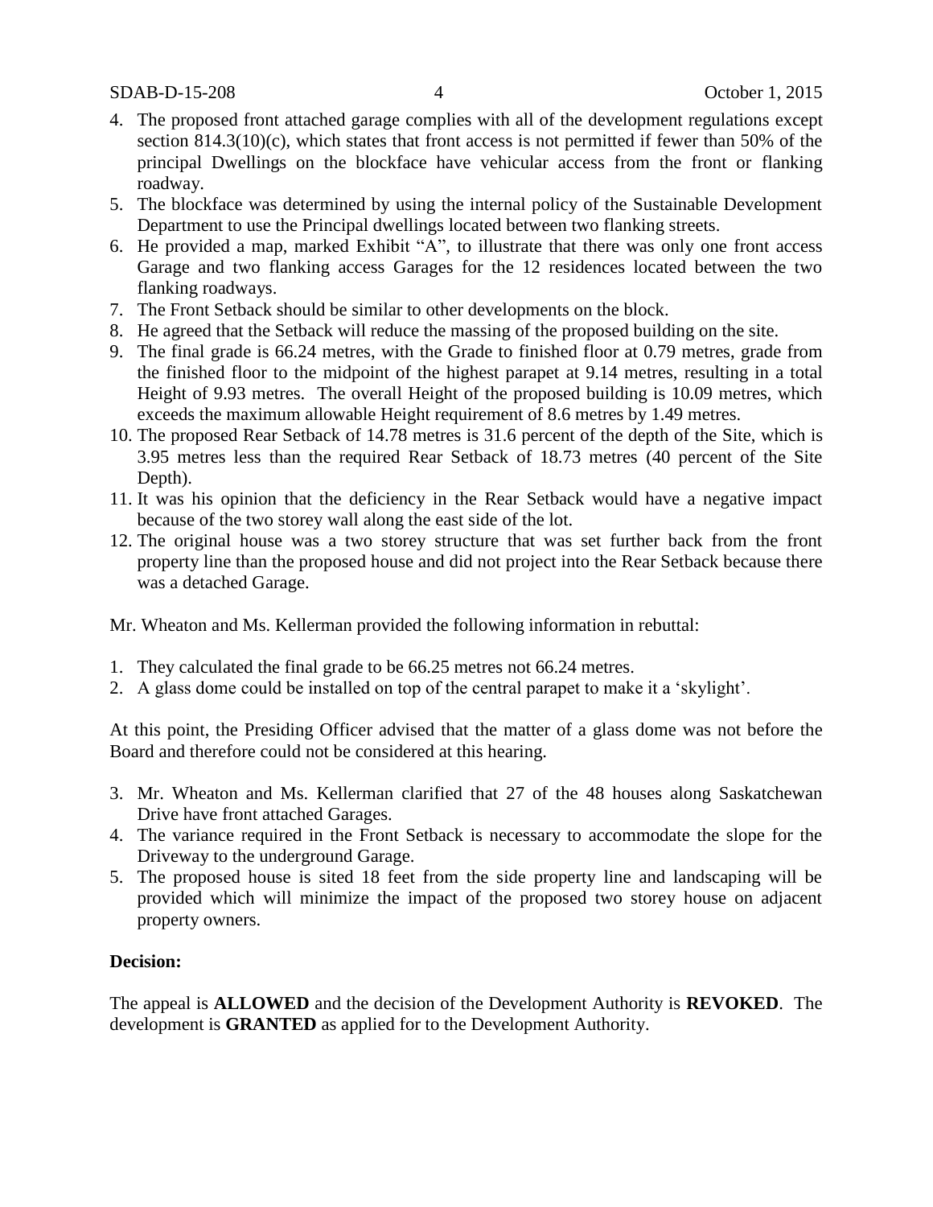4. The proposed front attached garage complies with all of the development regulations except section 814.3(10)(c), which states that front access is not permitted if fewer than 50% of the principal Dwellings on the blockface have vehicular access from the front or flanking roadway.
5. The blockface was determined by using the internal policy of the Sustainable Development Department to use the Principal dwellings located between two flanking streets.
6. He provided a map, marked Exhibit "A", to illustrate that there was only one front access Garage and two flanking access Garages for the 12 residences located between the two flanking roadways.
7. The Front Setback should be similar to other developments on the block.
8. He agreed that the Setback will reduce the massing of the proposed building on the site.
9. The final grade is 66.24 metres, with the Grade to finished floor at 0.79 metres, grade from the finished floor to the midpoint of the highest parapet at 9.14 metres, resulting in a total Height of 9.93 metres. The overall Height of the proposed building is 10.09 metres, which exceeds the maximum allowable Height requirement of 8.6 metres by 1.49 metres.
10. The proposed Rear Setback of 14.78 metres is 31.6 percent of the depth of the Site, which is 3.95 metres less than the required Rear Setback of 18.73 metres (40 percent of the Site Depth).
11. It was his opinion that the deficiency in the Rear Setback would have a negative impact because of the two storey wall along the east side of the lot.
12. The original house was a two storey structure that was set further back from the front property line than the proposed house and did not project into the Rear Setback because there was a detached Garage.

Mr. Wheaton and Ms. Kellerman provided the following information in rebuttal:

1. They calculated the final grade to be 66.25 metres not 66.24 metres.
2. A glass dome could be installed on top of the central parapet to make it a 'skylight'.

At this point, the Presiding Officer advised that the matter of a glass dome was not before the Board and therefore could not be considered at this hearing.

3. Mr. Wheaton and Ms. Kellerman clarified that 27 of the 48 houses along Saskatchewan Drive have front attached Garages.
4. The variance required in the Front Setback is necessary to accommodate the slope for the Driveway to the underground Garage.
5. The proposed house is sited 18 feet from the side property line and landscaping will be provided which will minimize the impact of the proposed two storey house on adjacent property owners.

**Decision:**

The appeal is **ALLOWED** and the decision of the Development Authority is **REVOKED**. The development is **GRANTED** as applied for to the Development Authority.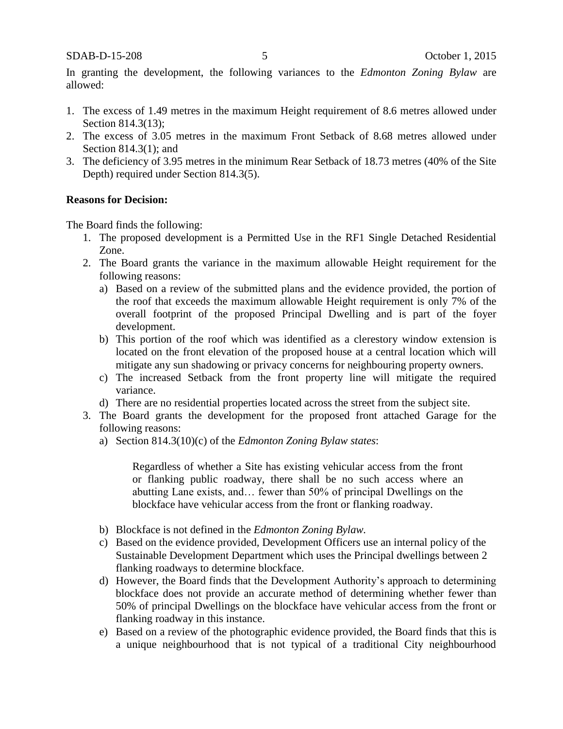In granting the development, the following variances to the *Edmonton Zoning Bylaw* are allowed:

1. The excess of 1.49 metres in the maximum Height requirement of 8.6 metres allowed under Section 814.3(13);
2. The excess of 3.05 metres in the maximum Front Setback of 8.68 metres allowed under Section 814.3(1); and
3. The deficiency of 3.95 metres in the minimum Rear Setback of 18.73 metres (40% of the Site Depth) required under Section 814.3(5).

**Reasons for Decision:**

The Board finds the following:

1. The proposed development is a Permitted Use in the RF1 Single Detached Residential Zone.
2. The Board grants the variance in the maximum allowable Height requirement for the following reasons:
   a) Based on a review of the submitted plans and the evidence provided, the portion of the roof that exceeds the maximum allowable Height requirement is only 7% of the overall footprint of the proposed Principal Dwelling and is part of the foyer development.
   b) This portion of the roof which was identified as a clerestory window extension is located on the front elevation of the proposed house at a central location which will mitigate any sun shadowing or privacy concerns for neighbouring property owners.
   c) The increased Setback from the front property line will mitigate the required variance.
   d) There are no residential properties located across the street from the subject site.
3. The Board grants the development for the proposed front attached Garage for the following reasons:
   a) Section 814.3(10)(c) of the *Edmonton Zoning Bylaw states*:

      > Regardless of whether a Site has existing vehicular access from the front or flanking public roadway, there shall be no such access where an abutting Lane exists, and… fewer than 50% of principal Dwellings on the blockface have vehicular access from the front or flanking roadway.

   b) Blockface is not defined in the *Edmonton Zoning Bylaw*.
   c) Based on the evidence provided, Development Officers use an internal policy of the Sustainable Development Department which uses the Principal dwellings between 2 flanking roadways to determine blockface.
   d) However, the Board finds that the Development Authority's approach to determining blockface does not provide an accurate method of determining whether fewer than 50% of principal Dwellings on the blockface have vehicular access from the front or flanking roadway in this instance.
   e) Based on a review of the photographic evidence provided, the Board finds that this is a unique neighbourhood that is not typical of a traditional City neighbourhood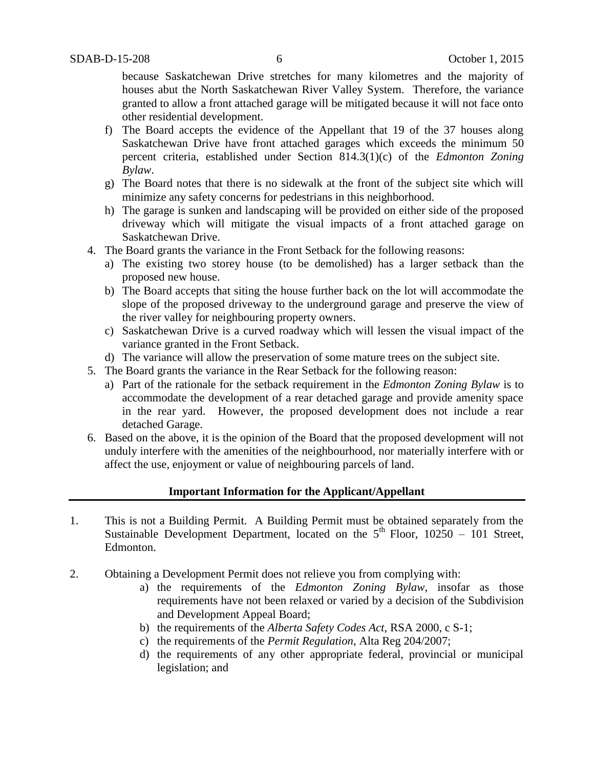because Saskatchewan Drive stretches for many kilometres and the majority of houses abut the North Saskatchewan River Valley System. Therefore, the variance granted to allow a front attached garage will be mitigated because it will not face onto other residential development.

f) The Board accepts the evidence of the Appellant that 19 of the 37 houses along Saskatchewan Drive have front attached garages which exceeds the minimum 50 percent criteria, established under Section 814.3(1)(c) of the *Edmonton Zoning Bylaw*.

g) The Board notes that there is no sidewalk at the front of the subject site which will minimize any safety concerns for pedestrians in this neighborhood.

h) The garage is sunken and landscaping will be provided on either side of the proposed driveway which will mitigate the visual impacts of a front attached garage on Saskatchewan Drive.

4. The Board grants the variance in the Front Setback for the following reasons:
   a) The existing two storey house (to be demolished) has a larger setback than the proposed new house.
   b) The Board accepts that siting the house further back on the lot will accommodate the slope of the proposed driveway to the underground garage and preserve the view of the river valley for neighbouring property owners.
   c) Saskatchewan Drive is a curved roadway which will lessen the visual impact of the variance granted in the Front Setback.
   d) The variance will allow the preservation of some mature trees on the subject site.
5. The Board grants the variance in the Rear Setback for the following reason:
   a) Part of the rationale for the setback requirement in the *Edmonton Zoning Bylaw* is to accommodate the development of a rear detached garage and provide amenity space in the rear yard. However, the proposed development does not include a rear detached Garage.
6. Based on the above, it is the opinion of the Board that the proposed development will not unduly interfere with the amenities of the neighbourhood, nor materially interfere with or affect the use, enjoyment or value of neighbouring parcels of land.

**Important Information for the Applicant/Appellant**

1. This is not a Building Permit. A Building Permit must be obtained separately from the Sustainable Development Department, located on the 5th Floor, 10250 – 101 Street, Edmonton.

2. Obtaining a Development Permit does not relieve you from complying with:
   a) the requirements of the *Edmonton Zoning Bylaw*, insofar as those requirements have not been relaxed or varied by a decision of the Subdivision and Development Appeal Board;
   b) the requirements of the *Alberta Safety Codes Act*, RSA 2000, c S-1;
   c) the requirements of the *Permit Regulation*, Alta Reg 204/2007;
   d) the requirements of any other appropriate federal, provincial or municipal legislation; and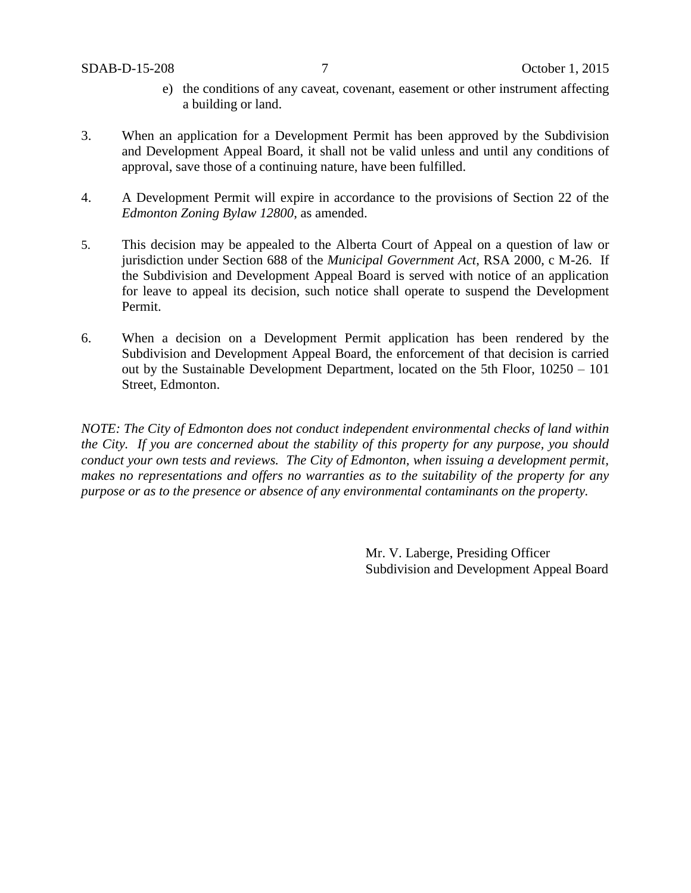e) the conditions of any caveat, covenant, easement or other instrument affecting a building or land.

3. When an application for a Development Permit has been approved by the Subdivision and Development Appeal Board, it shall not be valid unless and until any conditions of approval, save those of a continuing nature, have been fulfilled.

4. A Development Permit will expire in accordance to the provisions of Section 22 of the *Edmonton Zoning Bylaw 12800*, as amended.

5. This decision may be appealed to the Alberta Court of Appeal on a question of law or jurisdiction under Section 688 of the *Municipal Government Act*, RSA 2000, c M-26. If the Subdivision and Development Appeal Board is served with notice of an application for leave to appeal its decision, such notice shall operate to suspend the Development Permit.

6. When a decision on a Development Permit application has been rendered by the Subdivision and Development Appeal Board, the enforcement of that decision is carried out by the Sustainable Development Department, located on the 5th Floor, 10250 – 101 Street, Edmonton.

*NOTE: The City of Edmonton does not conduct independent environmental checks of land within the City. If you are concerned about the stability of this property for any purpose, you should conduct your own tests and reviews. The City of Edmonton, when issuing a development permit, makes no representations and offers no warranties as to the suitability of the property for any purpose or as to the presence or absence of any environmental contaminants on the property.*

Mr. V. Laberge, Presiding Officer
Subdivision and Development Appeal Board